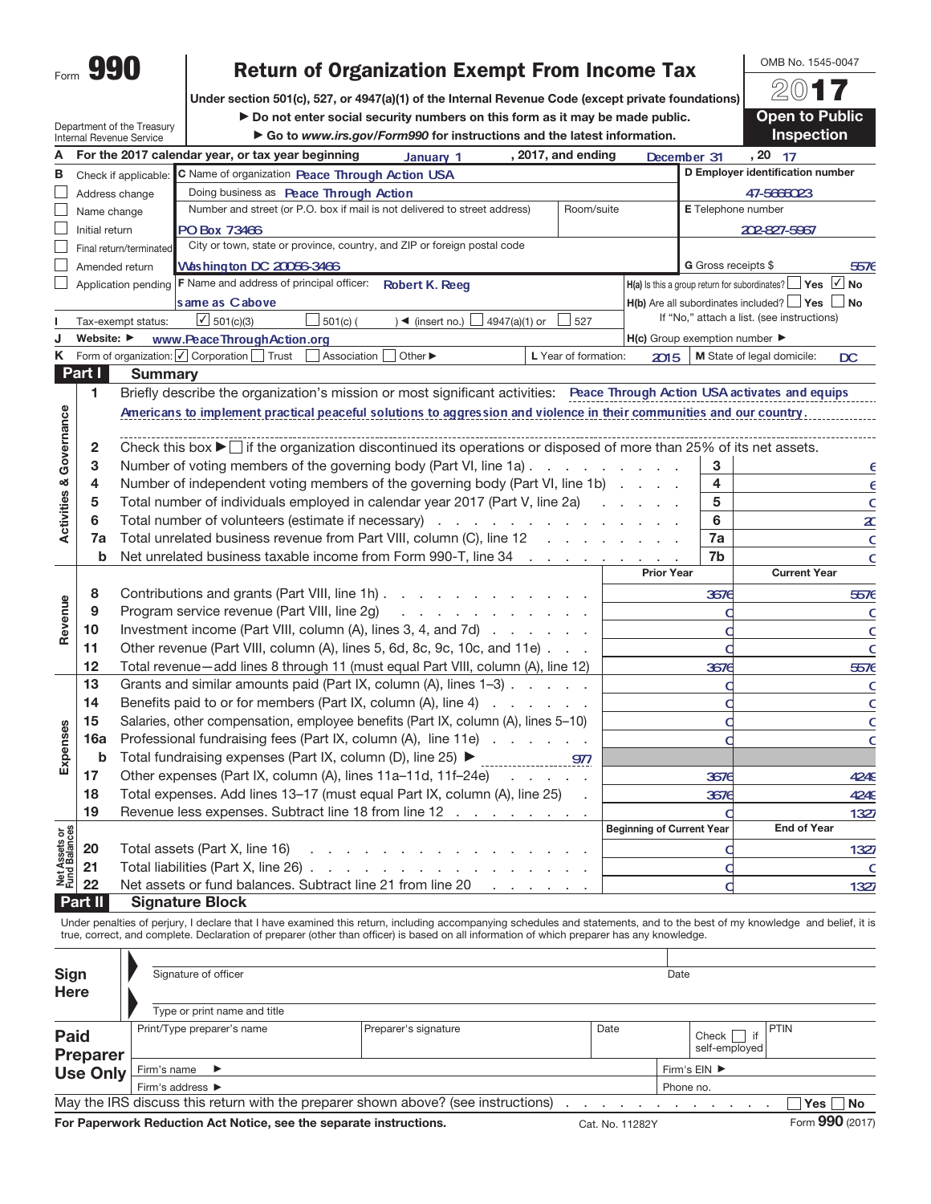Form **990**

# Return of Organization Exempt From Income Tax

**Under section 501(c), 527, or 4947(a)(1) of the Internal Revenue Code (except private foundations)**

▶ Do not enter social security numbers on this form as it may be made public.

▶ Go to www.irs.gov/Form990 for instructions and the latest information.

OMB No. 1545-0047

**2017**

**Open to Public Inspection**

Department of the Treasury
Internal Revenue Service

**A** For the 2017 calendar year, or tax year beginning January 1, 2017, and ending December 31, 20 17

**B** Check if applicable:
- ☐ Address change
- ☐ Name change
- ☐ Initial return
- ☐ Final return/terminated
- ☐ Amended return
- ☐ Application pending

**C** Name of organization: Peace Through Action USA

Doing business as: Peace Through Action

Number and street (or P.O. box if mail is not delivered to street address): PO Box 73466 | Room/suite:

City or town, state or province, country, and ZIP or foreign postal code: Washington DC 20056-3466

**D** Employer identification number: 47-5665023

**E** Telephone number: 202-827-5967

**G** Gross receipts $ 5576

**F** Name and address of principal officer: Robert K. Reeg, same as C above

**H(a)** Is this a group return for subordinates? ☐ Yes ☑ No

**H(b)** Are all subordinates included? ☐ Yes ☐ No
If "No," attach a list. (see instructions)

**I** Tax-exempt status: ☑ 501(c)(3) ☐ 501(c) ( ) ◀ (insert no.) ☐ 4947(a)(1) or ☐ 527

**J** Website: ▶ www.PeaceThroughAction.org

**H(c)** Group exemption number ▶

**K** Form of organization: ☑ Corporation ☐ Trust ☐ Association ☐ Other ▶

**L** Year of formation: 2015

**M** State of legal domicile: DC

## Part I Summary

### Activities & Governance

1. Briefly describe the organization's mission or most significant activities: Peace Through Action USA activates and equips Americans to implement practical peaceful solutions to aggression and violence in their communities and our country.
2. Check this box ▶ ☐ if the organization discontinued its operations or disposed of more than 25% of its net assets.

| Line | Description | | Value |
|---|---|---|---|
| 3 | Number of voting members of the governing body (Part VI, line 1a) | 3 | 6 |
| 4 | Number of independent voting members of the governing body (Part VI, line 1b) | 4 | 6 |
| 5 | Total number of individuals employed in calendar year 2017 (Part V, line 2a) | 5 | 0 |
| 6 | Total number of volunteers (estimate if necessary) | 6 | 20 |
| 7a | Total unrelated business revenue from Part VIII, column (C), line 12 | 7a | 0 |
| b | Net unrelated business taxable income from Form 990-T, line 34 | 7b | 0 |

### Revenue / Expenses

| Line | Description | Prior Year | Current Year |
|---|---|---|---|
| 8 | Contributions and grants (Part VIII, line 1h) | 3676 | 5576 |
| 9 | Program service revenue (Part VIII, line 2g) | 0 | 0 |
| 10 | Investment income (Part VIII, column (A), lines 3, 4, and 7d) | 0 | 0 |
| 11 | Other revenue (Part VIII, column (A), lines 5, 6d, 8c, 9c, 10c, and 11e) | 0 | 0 |
| 12 | Total revenue—add lines 8 through 11 (must equal Part VIII, column (A), line 12) | 3676 | 5576 |
| 13 | Grants and similar amounts paid (Part IX, column (A), lines 1–3) | 0 | 0 |
| 14 | Benefits paid to or for members (Part IX, column (A), line 4) | 0 | 0 |
| 15 | Salaries, other compensation, employee benefits (Part IX, column (A), lines 5–10) | 0 | 0 |
| 16a | Professional fundraising fees (Part IX, column (A), line 11e) | 0 | 0 |
| b | Total fundraising expenses (Part IX, column (D), line 25) ▶ 977 | | |
| 17 | Other expenses (Part IX, column (A), lines 11a–11d, 11f–24e) | 3676 | 4249 |
| 18 | Total expenses. Add lines 13–17 (must equal Part IX, column (A), line 25) | 3676 | 4249 |
| 19 | Revenue less expenses. Subtract line 18 from line 12 | 0 | 1327 |

### Net Assets or Fund Balances

| Line | Description | Beginning of Current Year | End of Year |
|---|---|---|---|
| 20 | Total assets (Part X, line 16) | 0 | 1327 |
| 21 | Total liabilities (Part X, line 26) | 0 | 0 |
| 22 | Net assets or fund balances. Subtract line 21 from line 20 | 0 | 1327 |

## Part II Signature Block

Under penalties of perjury, I declare that I have examined this return, including accompanying schedules and statements, and to the best of my knowledge and belief, it is true, correct, and complete. Declaration of preparer (other than officer) is based on all information of which preparer has any knowledge.

**Sign Here**

Signature of officer | Date

Type or print name and title

**Paid Preparer Use Only**

| Print/Type preparer's name | Preparer's signature | Date | Check ☐ if self-employed | PTIN |
|---|---|---|---|---|
| | | | | |

Firm's name ▶ | Firm's EIN ▶

Firm's address ▶ | Phone no.

May the IRS discuss this return with the preparer shown above? (see instructions) ☐ Yes ☐ No

For Paperwork Reduction Act Notice, see the separate instructions. Cat. No. 11282Y Form **990** (2017)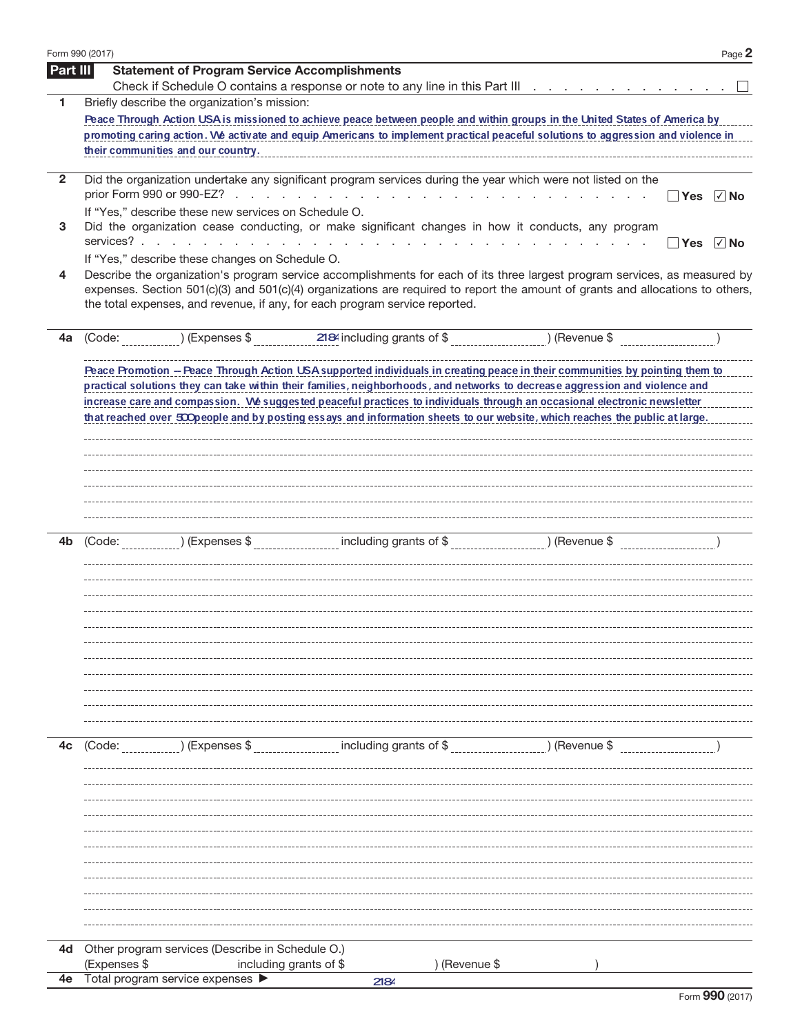## Part III Statement of Program Service Accomplishments

Check if Schedule O contains a response or note to any line in this Part III . . . . . . . . . . . . . . ☐

**1** Briefly describe the organization's mission:

Peace Through Action USA is missioned to achieve peace between people and within groups in the United States of America by promoting caring action. We activate and equip Americans to implement practical peaceful solutions to aggression and violence in their communities and our country.

**2** Did the organization undertake any significant program services during the year which were not listed on the prior Form 990 or 990-EZ? . . . . . . . . . . . . . . . . . . . . . . . . ☐ Yes ☑ No

If "Yes," describe these new services on Schedule O.

**3** Did the organization cease conducting, or make significant changes in how it conducts, any program services? . . . . . . . . . . . . . . . . . . . . . . . . . . . . . . . ☐ Yes ☑ No

If "Yes," describe these changes on Schedule O.

**4** Describe the organization's program service accomplishments for each of its three largest program services, as measured by expenses. Section 501(c)(3) and 501(c)(4) organizations are required to report the amount of grants and allocations to others, the total expenses, and revenue, if any, for each program service reported.

**4a** (Code: ) (Expenses $ 2184 including grants of $ ) (Revenue $ )

Peace Promotion – Peace Through Action USA supported individuals in creating peace in their communities by pointing them to practical solutions they can take within their families, neighborhoods, and networks to decrease aggression and violence and increase care and compassion. We suggested peaceful practices to individuals through an occasional electronic newsletter that reached over 500 people and by posting essays and information sheets to our website, which reaches the public at large.

**4b** (Code: ) (Expenses $ including grants of $ ) (Revenue $ )

**4c** (Code: ) (Expenses $ including grants of $ ) (Revenue $ )

**4d** Other program services (Describe in Schedule O.)
(Expenses $ including grants of $ ) (Revenue $ )

**4e** Total program service expenses ▶ 2184

Form **990** (2017)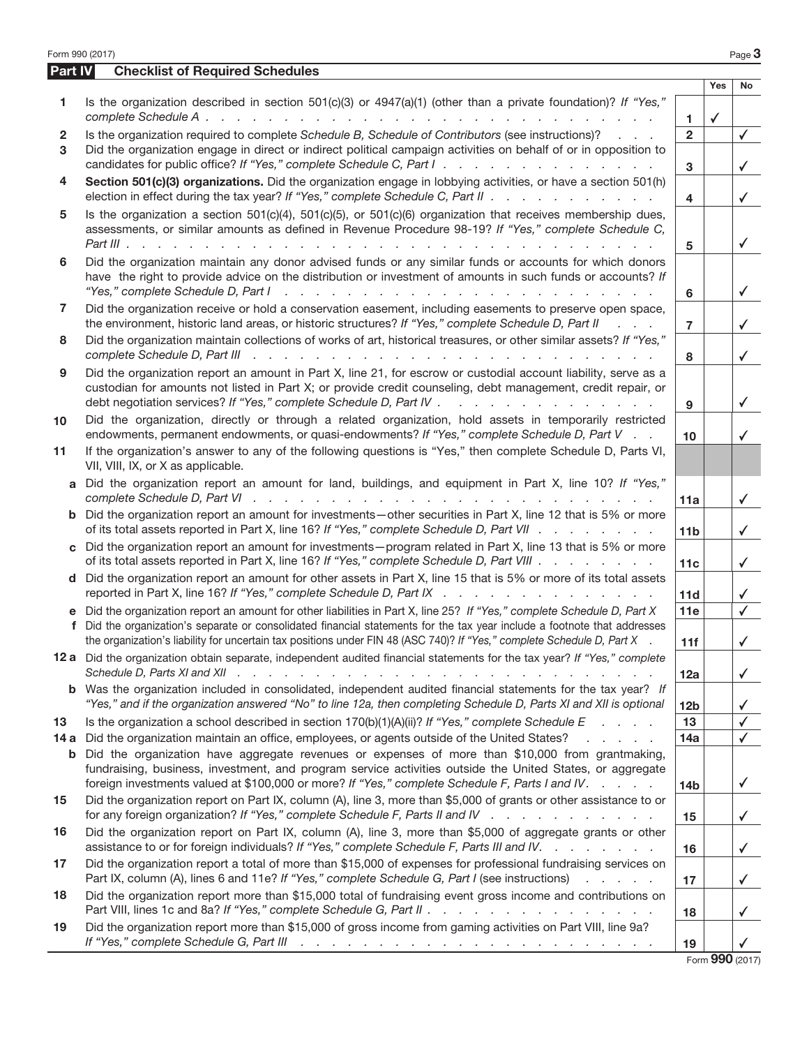## Part IV Checklist of Required Schedules

| | | | Yes | No |
|---|---|---|---|---|
| 1 | Is the organization described in section 501(c)(3) or 4947(a)(1) (other than a private foundation)? *If "Yes," complete Schedule A* | 1 | ✓ | |
| 2 | Is the organization required to complete *Schedule B, Schedule of Contributors* (see instructions)? | 2 | | ✓ |
| 3 | Did the organization engage in direct or indirect political campaign activities on behalf of or in opposition to candidates for public office? *If "Yes," complete Schedule C, Part I* | 3 | | ✓ |
| 4 | **Section 501(c)(3) organizations.** Did the organization engage in lobbying activities, or have a section 501(h) election in effect during the tax year? *If "Yes," complete Schedule C, Part II* | 4 | | ✓ |
| 5 | Is the organization a section 501(c)(4), 501(c)(5), or 501(c)(6) organization that receives membership dues, assessments, or similar amounts as defined in Revenue Procedure 98-19? *If "Yes," complete Schedule C, Part III* | 5 | | ✓ |
| 6 | Did the organization maintain any donor advised funds or any similar funds or accounts for which donors have the right to provide advice on the distribution or investment of amounts in such funds or accounts? *If "Yes," complete Schedule D, Part I* | 6 | | ✓ |
| 7 | Did the organization receive or hold a conservation easement, including easements to preserve open space, the environment, historic land areas, or historic structures? *If "Yes," complete Schedule D, Part II* | 7 | | ✓ |
| 8 | Did the organization maintain collections of works of art, historical treasures, or other similar assets? *If "Yes," complete Schedule D, Part III* | 8 | | ✓ |
| 9 | Did the organization report an amount in Part X, line 21, for escrow or custodial account liability, serve as a custodian for amounts not listed in Part X; or provide credit counseling, debt management, credit repair, or debt negotiation services? *If "Yes," complete Schedule D, Part IV* | 9 | | ✓ |
| 10 | Did the organization, directly or through a related organization, hold assets in temporarily restricted endowments, permanent endowments, or quasi-endowments? *If "Yes," complete Schedule D, Part V* | 10 | | ✓ |
| 11 | If the organization's answer to any of the following questions is "Yes," then complete Schedule D, Parts VI, VII, VIII, IX, or X as applicable. | | | |
| a | Did the organization report an amount for land, buildings, and equipment in Part X, line 10? *If "Yes," complete Schedule D, Part VI* | 11a | | ✓ |
| b | Did the organization report an amount for investments—other securities in Part X, line 12 that is 5% or more of its total assets reported in Part X, line 16? *If "Yes," complete Schedule D, Part VII* | 11b | | ✓ |
| c | Did the organization report an amount for investments—program related in Part X, line 13 that is 5% or more of its total assets reported in Part X, line 16? *If "Yes," complete Schedule D, Part VIII* | 11c | | ✓ |
| d | Did the organization report an amount for other assets in Part X, line 15 that is 5% or more of its total assets reported in Part X, line 16? *If "Yes," complete Schedule D, Part IX* | 11d | | ✓ |
| e | Did the organization report an amount for other liabilities in Part X, line 25? *If "Yes," complete Schedule D, Part X* | 11e | | ✓ |
| f | Did the organization's separate or consolidated financial statements for the tax year include a footnote that addresses the organization's liability for uncertain tax positions under FIN 48 (ASC 740)? *If "Yes," complete Schedule D, Part X* | 11f | | ✓ |
| 12a | Did the organization obtain separate, independent audited financial statements for the tax year? *If "Yes," complete Schedule D, Parts XI and XII* | 12a | | ✓ |
| b | Was the organization included in consolidated, independent audited financial statements for the tax year? *If "Yes," and if the organization answered "No" to line 12a, then completing Schedule D, Parts XI and XII is optional* | 12b | | ✓ |
| 13 | Is the organization a school described in section 170(b)(1)(A)(ii)? *If "Yes," complete Schedule E* | 13 | | ✓ |
| 14a | Did the organization maintain an office, employees, or agents outside of the United States? | 14a | | ✓ |
| b | Did the organization have aggregate revenues or expenses of more than $10,000 from grantmaking, fundraising, business, investment, and program service activities outside the United States, or aggregate foreign investments valued at $100,000 or more? *If "Yes," complete Schedule F, Parts I and IV* | 14b | | ✓ |
| 15 | Did the organization report on Part IX, column (A), line 3, more than $5,000 of grants or other assistance to or for any foreign organization? *If "Yes," complete Schedule F, Parts II and IV* | 15 | | ✓ |
| 16 | Did the organization report on Part IX, column (A), line 3, more than $5,000 of aggregate grants or other assistance to or for foreign individuals? *If "Yes," complete Schedule F, Parts III and IV.* | 16 | | ✓ |
| 17 | Did the organization report a total of more than $15,000 of expenses for professional fundraising services on Part IX, column (A), lines 6 and 11e? *If "Yes," complete Schedule G, Part I* (see instructions) | 17 | | ✓ |
| 18 | Did the organization report more than $15,000 total of fundraising event gross income and contributions on Part VIII, lines 1c and 8a? *If "Yes," complete Schedule G, Part II* | 18 | | ✓ |
| 19 | Did the organization report more than $15,000 of gross income from gaming activities on Part VIII, line 9a? *If "Yes," complete Schedule G, Part III* | 19 | | ✓ |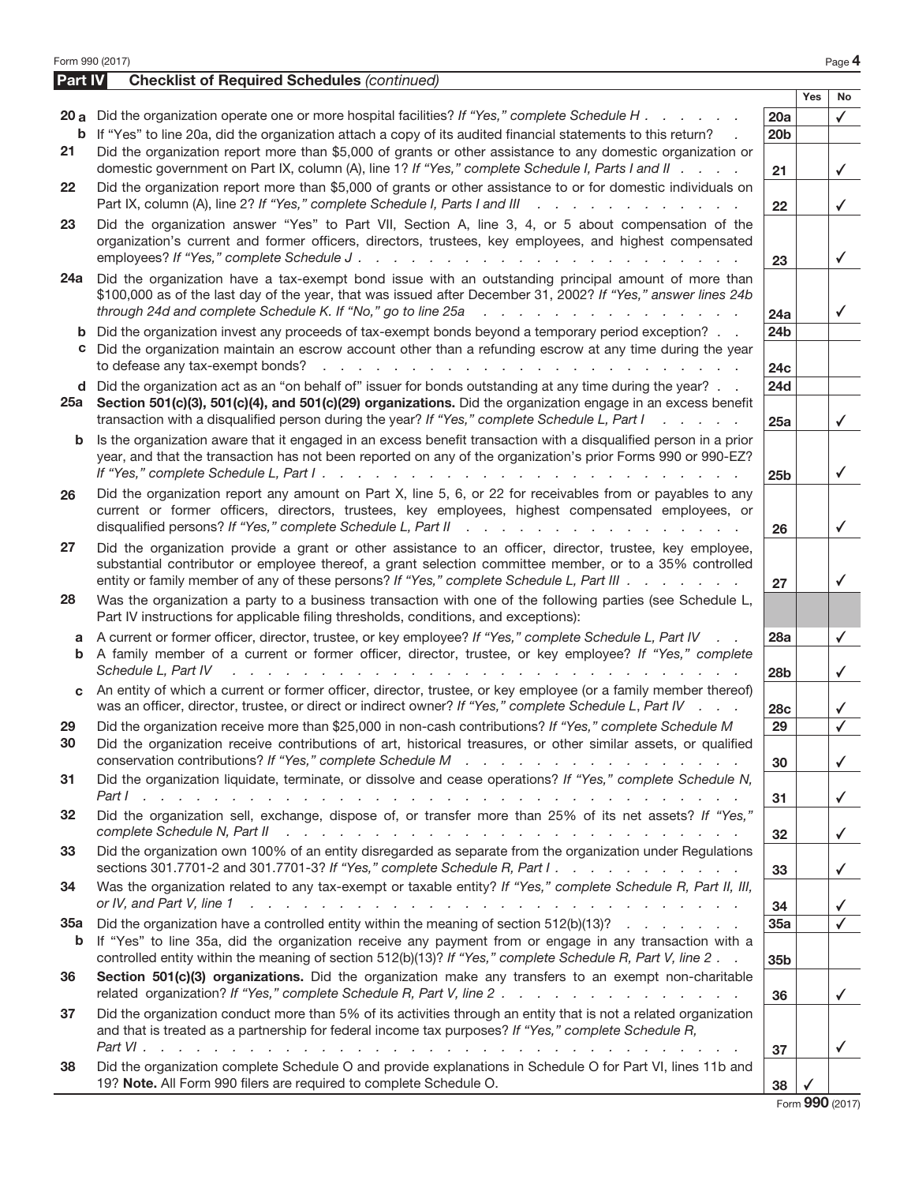## Part IV Checklist of Required Schedules *(continued)*

| | | | Yes | No |
|---|---|---|---|---|
| **20a** | Did the organization operate one or more hospital facilities? *If "Yes," complete Schedule H* | 20a | | ✓ |
| **b** | If "Yes" to line 20a, did the organization attach a copy of its audited financial statements to this return? | 20b | | |
| **21** | Did the organization report more than $5,000 of grants or other assistance to any domestic organization or domestic government on Part IX, column (A), line 1? *If "Yes," complete Schedule I, Parts I and II* | 21 | | ✓ |
| **22** | Did the organization report more than $5,000 of grants or other assistance to or for domestic individuals on Part IX, column (A), line 2? *If "Yes," complete Schedule I, Parts I and III* | 22 | | ✓ |
| **23** | Did the organization answer "Yes" to Part VII, Section A, line 3, 4, or 5 about compensation of the organization's current and former officers, directors, trustees, key employees, and highest compensated employees? *If "Yes," complete Schedule J* | 23 | | ✓ |
| **24a** | Did the organization have a tax-exempt bond issue with an outstanding principal amount of more than $100,000 as of the last day of the year, that was issued after December 31, 2002? *If "Yes," answer lines 24b through 24d and complete Schedule K. If "No," go to line 25a* | 24a | | ✓ |
| **b** | Did the organization invest any proceeds of tax-exempt bonds beyond a temporary period exception? | 24b | | |
| **c** | Did the organization maintain an escrow account other than a refunding escrow at any time during the year to defease any tax-exempt bonds? | 24c | | |
| **d** | Did the organization act as an "on behalf of" issuer for bonds outstanding at any time during the year? | 24d | | |
| **25a** | **Section 501(c)(3), 501(c)(4), and 501(c)(29) organizations.** Did the organization engage in an excess benefit transaction with a disqualified person during the year? *If "Yes," complete Schedule L, Part I* | 25a | | ✓ |
| **b** | Is the organization aware that it engaged in an excess benefit transaction with a disqualified person in a prior year, and that the transaction has not been reported on any of the organization's prior Forms 990 or 990-EZ? *If "Yes," complete Schedule L, Part I* | 25b | | ✓ |
| **26** | Did the organization report any amount on Part X, line 5, 6, or 22 for receivables from or payables to any current or former officers, directors, trustees, key employees, highest compensated employees, or disqualified persons? *If "Yes," complete Schedule L, Part II* | 26 | | ✓ |
| **27** | Did the organization provide a grant or other assistance to an officer, director, trustee, key employee, substantial contributor or employee thereof, a grant selection committee member, or to a 35% controlled entity or family member of any of these persons? *If "Yes," complete Schedule L, Part III* | 27 | | ✓ |
| **28** | Was the organization a party to a business transaction with one of the following parties (see Schedule L, Part IV instructions for applicable filing thresholds, conditions, and exceptions): | | | |
| **a** | A current or former officer, director, trustee, or key employee? *If "Yes," complete Schedule L, Part IV* | 28a | | ✓ |
| **b** | A family member of a current or former officer, director, trustee, or key employee? *If "Yes," complete Schedule L, Part IV* | 28b | | ✓ |
| **c** | An entity of which a current or former officer, director, trustee, or key employee (or a family member thereof) was an officer, director, trustee, or direct or indirect owner? *If "Yes," complete Schedule L, Part IV* | 28c | | ✓ |
| **29** | Did the organization receive more than $25,000 in non-cash contributions? *If "Yes," complete Schedule M* | 29 | | ✓ |
| **30** | Did the organization receive contributions of art, historical treasures, or other similar assets, or qualified conservation contributions? *If "Yes," complete Schedule M* | 30 | | ✓ |
| **31** | Did the organization liquidate, terminate, or dissolve and cease operations? *If "Yes," complete Schedule N, Part I* | 31 | | ✓ |
| **32** | Did the organization sell, exchange, dispose of, or transfer more than 25% of its net assets? *If "Yes," complete Schedule N, Part II* | 32 | | ✓ |
| **33** | Did the organization own 100% of an entity disregarded as separate from the organization under Regulations sections 301.7701-2 and 301.7701-3? *If "Yes," complete Schedule R, Part I* | 33 | | ✓ |
| **34** | Was the organization related to any tax-exempt or taxable entity? *If "Yes," complete Schedule R, Part II, III, or IV, and Part V, line 1* | 34 | | ✓ |
| **35a** | Did the organization have a controlled entity within the meaning of section 512(b)(13)? | 35a | | ✓ |
| **b** | If "Yes" to line 35a, did the organization receive any payment from or engage in any transaction with a controlled entity within the meaning of section 512(b)(13)? *If "Yes," complete Schedule R, Part V, line 2* | 35b | | |
| **36** | **Section 501(c)(3) organizations.** Did the organization make any transfers to an exempt non-charitable related organization? *If "Yes," complete Schedule R, Part V, line 2* | 36 | | ✓ |
| **37** | Did the organization conduct more than 5% of its activities through an entity that is not a related organization and that is treated as a partnership for federal income tax purposes? *If "Yes," complete Schedule R, Part VI* | 37 | | ✓ |
| **38** | Did the organization complete Schedule O and provide explanations in Schedule O for Part VI, lines 11b and 19? **Note.** All Form 990 filers are required to complete Schedule O. | 38 | ✓ | |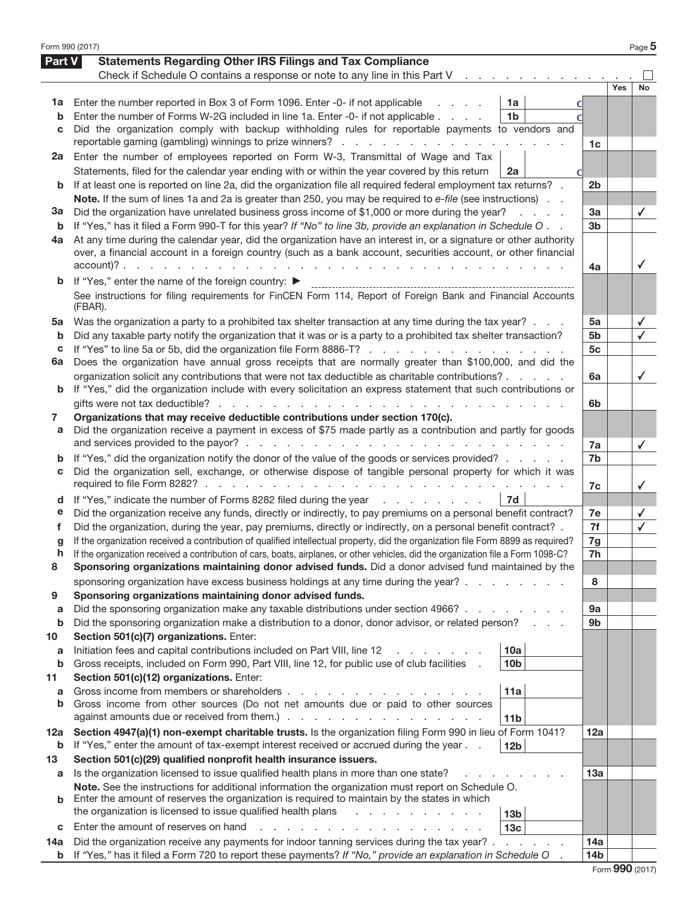## Part V Statements Regarding Other IRS Filings and Tax Compliance

Check if Schedule O contains a response or note to any line in this Part V . . . . . . . . . . . . . . ☐

| | | | | | Yes | No |
|---|---|---|---|---|---|---|
| **1a** | Enter the number reported in Box 3 of Form 1096. Enter -0- if not applicable | 1a | 0 | | | |
| **b** | Enter the number of Forms W-2G included in line 1a. Enter -0- if not applicable | 1b | 0 | | | |
| **c** | Did the organization comply with backup withholding rules for reportable payments to vendors and reportable gaming (gambling) winnings to prize winners? | | | 1c | | |
| **2a** | Enter the number of employees reported on Form W-3, Transmittal of Wage and Tax Statements, filed for the calendar year ending with or within the year covered by this return | 2a | 0 | | | |
| **b** | If at least one is reported on line 2a, did the organization file all required federal employment tax returns? | | | 2b | | |
| | **Note.** If the sum of lines 1a and 2a is greater than 250, you may be required to *e-file* (see instructions) | | | | | |
| **3a** | Did the organization have unrelated business gross income of $1,000 or more during the year? | | | 3a | | ✓ |
| **b** | If "Yes," has it filed a Form 990-T for this year? *If "No" to line 3b, provide an explanation in Schedule O* | | | 3b | | |
| **4a** | At any time during the calendar year, did the organization have an interest in, or a signature or other authority over, a financial account in a foreign country (such as a bank account, securities account, or other financial account)? | | | 4a | | ✓ |
| **b** | If "Yes," enter the name of the foreign country: ▶ | | | | | |
| | See instructions for filing requirements for FinCEN Form 114, Report of Foreign Bank and Financial Accounts (FBAR). | | | | | |
| **5a** | Was the organization a party to a prohibited tax shelter transaction at any time during the tax year? | | | 5a | | ✓ |
| **b** | Did any taxable party notify the organization that it was or is a party to a prohibited tax shelter transaction? | | | 5b | | ✓ |
| **c** | If "Yes" to line 5a or 5b, did the organization file Form 8886-T? | | | 5c | | |
| **6a** | Does the organization have annual gross receipts that are normally greater than $100,000, and did the organization solicit any contributions that were not tax deductible as charitable contributions? | | | 6a | | ✓ |
| **b** | If "Yes," did the organization include with every solicitation an express statement that such contributions or gifts were not tax deductible? | | | 6b | | |
| **7** | **Organizations that may receive deductible contributions under section 170(c).** | | | | | |
| **a** | Did the organization receive a payment in excess of $75 made partly as a contribution and partly for goods and services provided to the payor? | | | 7a | | ✓ |
| **b** | If "Yes," did the organization notify the donor of the value of the goods or services provided? | | | 7b | | |
| **c** | Did the organization sell, exchange, or otherwise dispose of tangible personal property for which it was required to file Form 8282? | | | 7c | | ✓ |
| **d** | If "Yes," indicate the number of Forms 8282 filed during the year | 7d | | | | |
| **e** | Did the organization receive any funds, directly or indirectly, to pay premiums on a personal benefit contract? | | | 7e | | ✓ |
| **f** | Did the organization, during the year, pay premiums, directly or indirectly, on a personal benefit contract? | | | 7f | | ✓ |
| **g** | If the organization received a contribution of qualified intellectual property, did the organization file Form 8899 as required? | | | 7g | | |
| **h** | If the organization received a contribution of cars, boats, airplanes, or other vehicles, did the organization file a Form 1098-C? | | | 7h | | |
| **8** | **Sponsoring organizations maintaining donor advised funds.** Did a donor advised fund maintained by the sponsoring organization have excess business holdings at any time during the year? | | | 8 | | |
| **9** | **Sponsoring organizations maintaining donor advised funds.** | | | | | |
| **a** | Did the sponsoring organization make any taxable distributions under section 4966? | | | 9a | | |
| **b** | Did the sponsoring organization make a distribution to a donor, donor advisor, or related person? | | | 9b | | |
| **10** | **Section 501(c)(7) organizations.** Enter: | | | | | |
| **a** | Initiation fees and capital contributions included on Part VIII, line 12 | 10a | | | | |
| **b** | Gross receipts, included on Form 990, Part VIII, line 12, for public use of club facilities | 10b | | | | |
| **11** | **Section 501(c)(12) organizations.** Enter: | | | | | |
| **a** | Gross income from members or shareholders | 11a | | | | |
| **b** | Gross income from other sources (Do not net amounts due or paid to other sources against amounts due or received from them.) | 11b | | | | |
| **12a** | **Section 4947(a)(1) non-exempt charitable trusts.** Is the organization filing Form 990 in lieu of Form 1041? | | | 12a | | |
| **b** | If "Yes," enter the amount of tax-exempt interest received or accrued during the year | 12b | | | | |
| **13** | **Section 501(c)(29) qualified nonprofit health insurance issuers.** | | | | | |
| **a** | Is the organization licensed to issue qualified health plans in more than one state? | | | 13a | | |
| | **Note.** See the instructions for additional information the organization must report on Schedule O. | | | | | |
| **b** | Enter the amount of reserves the organization is required to maintain by the states in which the organization is licensed to issue qualified health plans | 13b | | | | |
| **c** | Enter the amount of reserves on hand | 13c | | | | |
| **14a** | Did the organization receive any payments for indoor tanning services during the tax year? | | | 14a | | |
| **b** | If "Yes," has it filed a Form 720 to report these payments? *If "No," provide an explanation in Schedule O* | | | 14b | | |

Form **990** (2017)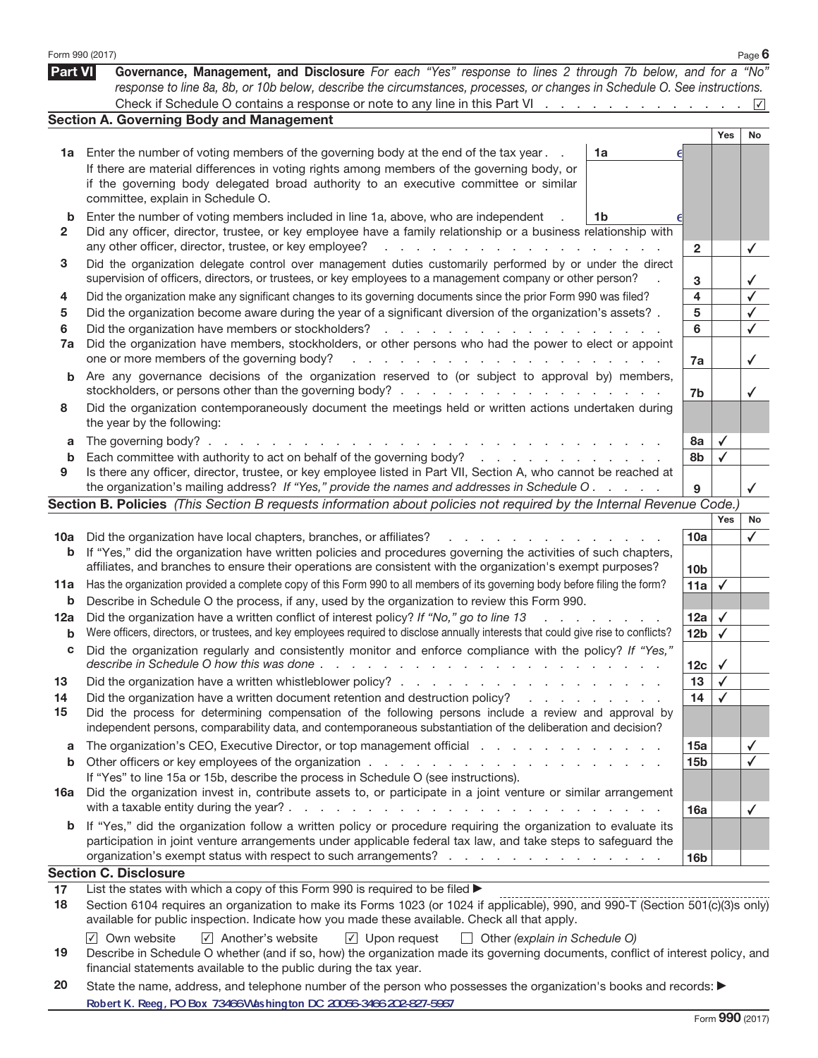Form 990 (2017)

## Part VI Governance, Management, and Disclosure

*For each "Yes" response to lines 2 through 7b below, and for a "No" response to line 8a, 8b, or 10b below, describe the circumstances, processes, or changes in Schedule O. See instructions.*

Check if Schedule O contains a response or note to any line in this Part VI . . . . . ☑

### Section A. Governing Body and Management

| | | | Yes | No |
|---|---|---|---|---|
| **1a** | Enter the number of voting members of the governing body at the end of the tax year . . **1a** 6<br>If there are material differences in voting rights among members of the governing body, or if the governing body delegated broad authority to an executive committee or similar committee, explain in Schedule O. | | | |
| **b** | Enter the number of voting members included in line 1a, above, who are independent . **1b** 6 | | | |
| **2** | Did any officer, director, trustee, or key employee have a family relationship or a business relationship with any other officer, director, trustee, or key employee? | 2 | | ✓ |
| **3** | Did the organization delegate control over management duties customarily performed by or under the direct supervision of officers, directors, or trustees, or key employees to a management company or other person? | 3 | | ✓ |
| **4** | Did the organization make any significant changes to its governing documents since the prior Form 990 was filed? | 4 | | ✓ |
| **5** | Did the organization become aware during the year of a significant diversion of the organization's assets? | 5 | | ✓ |
| **6** | Did the organization have members or stockholders? | 6 | | ✓ |
| **7a** | Did the organization have members, stockholders, or other persons who had the power to elect or appoint one or more members of the governing body? | 7a | | ✓ |
| **b** | Are any governance decisions of the organization reserved to (or subject to approval by) members, stockholders, or persons other than the governing body? | 7b | | ✓ |
| **8** | Did the organization contemporaneously document the meetings held or written actions undertaken during the year by the following: | | | |
| **a** | The governing body? | 8a | ✓ | |
| **b** | Each committee with authority to act on behalf of the governing body? | 8b | ✓ | |
| **9** | Is there any officer, director, trustee, or key employee listed in Part VII, Section A, who cannot be reached at the organization's mailing address? *If "Yes," provide the names and addresses in Schedule O* | 9 | | ✓ |

### Section B. Policies *(This Section B requests information about policies not required by the Internal Revenue Code.)*

| | | | Yes | No |
|---|---|---|---|---|
| **10a** | Did the organization have local chapters, branches, or affiliates? | 10a | | ✓ |
| **b** | If "Yes," did the organization have written policies and procedures governing the activities of such chapters, affiliates, and branches to ensure their operations are consistent with the organization's exempt purposes? | 10b | | |
| **11a** | Has the organization provided a complete copy of this Form 990 to all members of its governing body before filing the form? | 11a | ✓ | |
| **b** | Describe in Schedule O the process, if any, used by the organization to review this Form 990. | | | |
| **12a** | Did the organization have a written conflict of interest policy? *If "No," go to line 13* | 12a | ✓ | |
| **b** | Were officers, directors, or trustees, and key employees required to disclose annually interests that could give rise to conflicts? | 12b | ✓ | |
| **c** | Did the organization regularly and consistently monitor and enforce compliance with the policy? *If "Yes," describe in Schedule O how this was done* | 12c | ✓ | |
| **13** | Did the organization have a written whistleblower policy? | 13 | ✓ | |
| **14** | Did the organization have a written document retention and destruction policy? | 14 | ✓ | |
| **15** | Did the process for determining compensation of the following persons include a review and approval by independent persons, comparability data, and contemporaneous substantiation of the deliberation and decision? | | | |
| **a** | The organization's CEO, Executive Director, or top management official | 15a | | ✓ |
| **b** | Other officers or key employees of the organization<br>If "Yes" to line 15a or 15b, describe the process in Schedule O (see instructions). | 15b | | ✓ |
| **16a** | Did the organization invest in, contribute assets to, or participate in a joint venture or similar arrangement with a taxable entity during the year? | 16a | | ✓ |
| **b** | If "Yes," did the organization follow a written policy or procedure requiring the organization to evaluate its participation in joint venture arrangements under applicable federal tax law, and take steps to safeguard the organization's exempt status with respect to such arrangements? | 16b | | |

### Section C. Disclosure

**17** List the states with which a copy of this Form 990 is required to be filed ▶

**18** Section 6104 requires an organization to make its Forms 1023 (or 1024 if applicable), 990, and 990-T (Section 501(c)(3)s only) available for public inspection. Indicate how you made these available. Check all that apply.

☑ Own website ☑ Another's website ☑ Upon request ☐ Other *(explain in Schedule O)*

**19** Describe in Schedule O whether (and if so, how) the organization made its governing documents, conflict of interest policy, and financial statements available to the public during the tax year.

**20** State the name, address, and telephone number of the person who possesses the organization's books and records: ▶

Robert K. Reeg, PO Box 73466 Washington DC 20056-3466 202-827-5967

Form **990** (2017)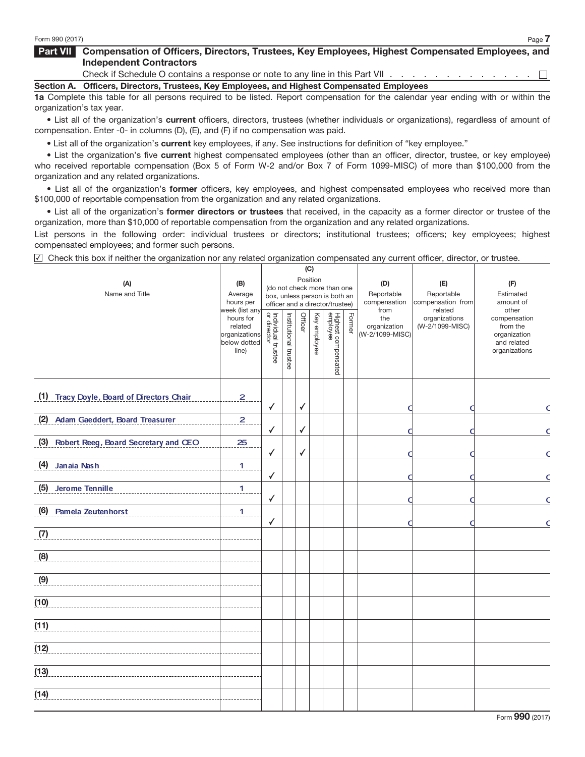## Part VII Compensation of Officers, Directors, Trustees, Key Employees, Highest Compensated Employees, and Independent Contractors

Check if Schedule O contains a response or note to any line in this Part VII . . . . . . . . . . . . . . ☐

### Section A. Officers, Directors, Trustees, Key Employees, and Highest Compensated Employees

**1a** Complete this table for all persons required to be listed. Report compensation for the calendar year ending with or within the organization's tax year.

- List all of the organization's **current** officers, directors, trustees (whether individuals or organizations), regardless of amount of compensation. Enter -0- in columns (D), (E), and (F) if no compensation was paid.
- List all of the organization's **current** key employees, if any. See instructions for definition of "key employee."
- List the organization's five **current** highest compensated employees (other than an officer, director, trustee, or key employee) who received reportable compensation (Box 5 of Form W-2 and/or Box 7 of Form 1099-MISC) of more than $100,000 from the organization and any related organizations.
- List all of the organization's **former** officers, key employees, and highest compensated employees who received more than $100,000 of reportable compensation from the organization and any related organizations.
- List all of the organization's **former directors or trustees** that received, in the capacity as a former director or trustee of the organization, more than $10,000 of reportable compensation from the organization and any related organizations.

List persons in the following order: individual trustees or directors; institutional trustees; officers; key employees; highest compensated employees; and former such persons.

☑ Check this box if neither the organization nor any related organization compensated any current officer, director, or trustee.

| (A) Name and Title | (B) Average hours per week (list any hours for related organizations below dotted line) | (C) Position (do not check more than one box, unless person is both an officer and a director/trustee) | | | | | | (D) Reportable compensation from the organization (W-2/1099-MISC) | (E) Reportable compensation from related organizations (W-2/1099-MISC) | (F) Estimated amount of other compensation from the organization and related organizations |
|---|---|---|---|---|---|---|---|---|---|---|
| | | Individual trustee or director | Institutional trustee | Officer | Key employee | Highest compensated employee | Former | | | |
| (1) Tracy Doyle, Board of Directors Chair | 2 | ✓ | | ✓ | | | | 0 | 0 | 0 |
| (2) Adam Gaeddert, Board Treasurer | 2 | ✓ | | ✓ | | | | 0 | 0 | 0 |
| (3) Robert Reeg, Board Secretary and CEO | 25 | ✓ | | ✓ | | | | 0 | 0 | 0 |
| (4) Janaia Nash | 1 | ✓ | | | | | | 0 | 0 | 0 |
| (5) Jerome Tennille | 1 | ✓ | | | | | | 0 | 0 | 0 |
| (6) Pamela Zeutenhorst | 1 | ✓ | | | | | | 0 | 0 | 0 |
| (7) | | | | | | | | | | |
| (8) | | | | | | | | | | |
| (9) | | | | | | | | | | |
| (10) | | | | | | | | | | |
| (11) | | | | | | | | | | |
| (12) | | | | | | | | | | |
| (13) | | | | | | | | | | |
| (14) | | | | | | | | | | |

Form **990** (2017)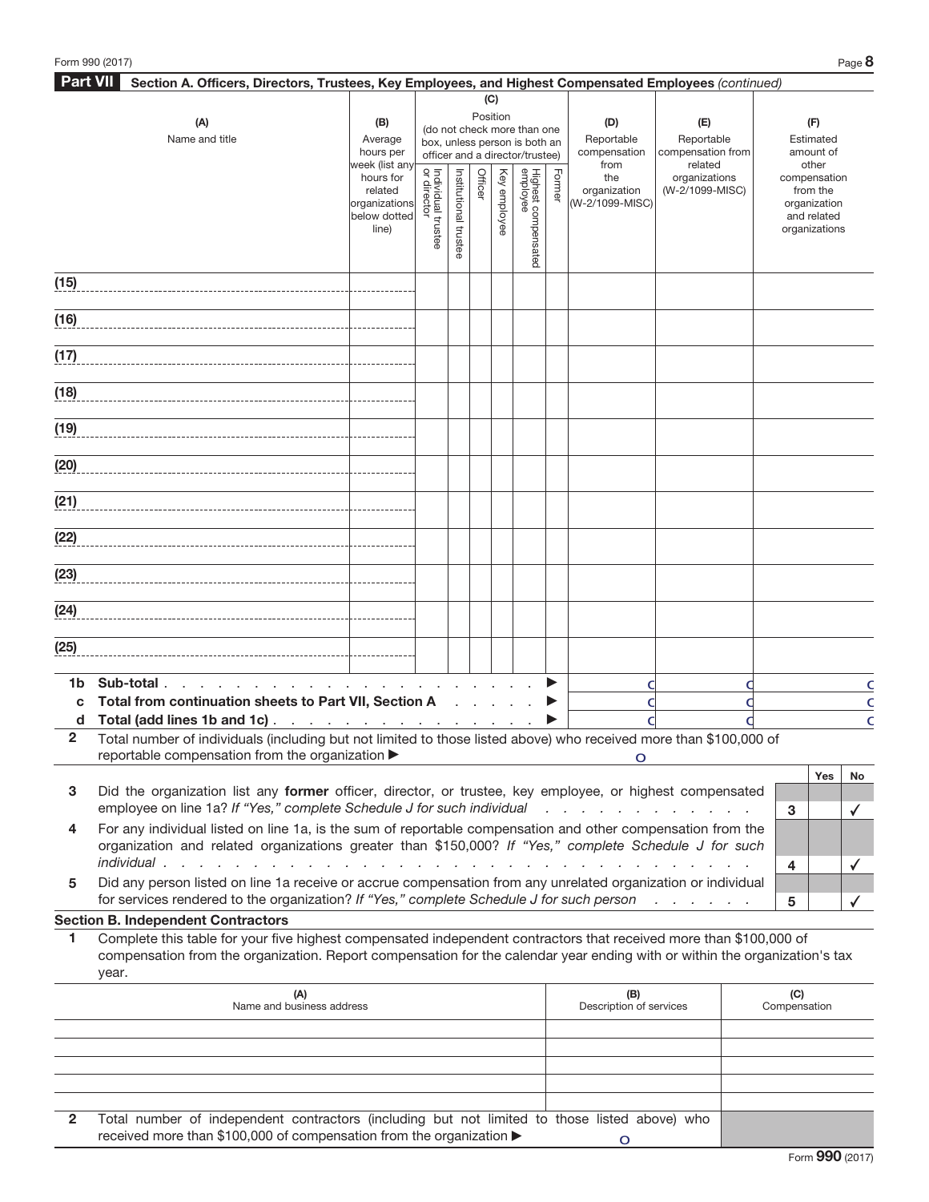## Part VII Section A. Officers, Directors, Trustees, Key Employees, and Highest Compensated Employees *(continued)*

| (A) Name and title | (B) Average hours per week (list any hours for related organizations below dotted line) | (C) Position (do not check more than one box, unless person is both an officer and a director/trustee): Individual trustee or director | Institutional trustee | Officer | Key employee | Highest compensated employee | Former | (D) Reportable compensation from the organization (W-2/1099-MISC) | (E) Reportable compensation from related organizations (W-2/1099-MISC) | (F) Estimated amount of other compensation from the organization and related organizations |
|---|---|---|---|---|---|---|---|---|---|---|
| (15) | | | | | | | | | | |
| (16) | | | | | | | | | | |
| (17) | | | | | | | | | | |
| (18) | | | | | | | | | | |
| (19) | | | | | | | | | | |
| (20) | | | | | | | | | | |
| (21) | | | | | | | | | | |
| (22) | | | | | | | | | | |
| (23) | | | | | | | | | | |
| (24) | | | | | | | | | | |
| (25) | | | | | | | | | | |
| **1b Sub-total** ▶ | | | | | | | | 0 | 0 | 0 |
| **c Total from continuation sheets to Part VII, Section A** ▶ | | | | | | | | 0 | 0 | 0 |
| **d Total (add lines 1b and 1c)** ▶ | | | | | | | | 0 | 0 | 0 |

**2** Total number of individuals (including but not limited to those listed above) who received more than $100,000 of reportable compensation from the organization ▶ 0

| | | | Yes | No |
|---|---|---|---|---|
| **3** | Did the organization list any **former** officer, director, or trustee, key employee, or highest compensated employee on line 1a? *If "Yes," complete Schedule J for such individual* | 3 | | ✓ |
| **4** | For any individual listed on line 1a, is the sum of reportable compensation and other compensation from the organization and related organizations greater than $150,000? *If "Yes," complete Schedule J for such individual* | 4 | | ✓ |
| **5** | Did any person listed on line 1a receive or accrue compensation from any unrelated organization or individual for services rendered to the organization? *If "Yes," complete Schedule J for such person* | 5 | | ✓ |

### Section B. Independent Contractors

**1** Complete this table for your five highest compensated independent contractors that received more than $100,000 of compensation from the organization. Report compensation for the calendar year ending with or within the organization's tax year.

| (A) Name and business address | (B) Description of services | (C) Compensation |
|---|---|---|
| | | |
| | | |
| | | |
| | | |
| | | |

**2** Total number of independent contractors (including but not limited to those listed above) who received more than $100,000 of compensation from the organization ▶ 0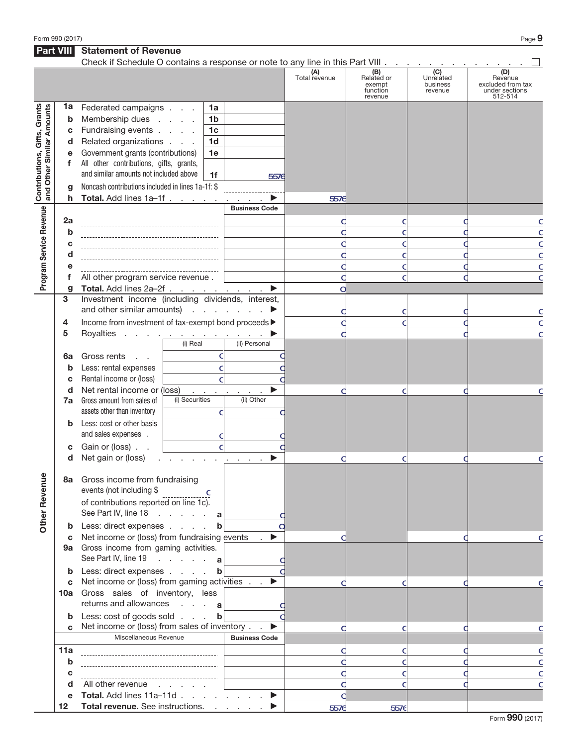Form 990 (2017)

## Part VIII Statement of Revenue

Check if Schedule O contains a response or note to any line in this Part VIII . . . . . . . . . . . . . ☐

| | | | | | (A) Total revenue | (B) Related or exempt function revenue | (C) Unrelated business revenue | (D) Revenue excluded from tax under sections 512-514 |
|---|---|---|---|---|---|---|---|---|
| **Contributions, Gifts, Grants and Other Similar Amounts** | 1a | Federated campaigns . . . | 1a | | | | | |
| | b | Membership dues . . . . | 1b | | | | | |
| | c | Fundraising events . . . . | 1c | | | | | |
| | d | Related organizations . . . | 1d | | | | | |
| | e | Government grants (contributions) | 1e | | | | | |
| | f | All other contributions, gifts, grants, and similar amounts not included above | 1f | 5576 | | | | |
| | g | Noncash contributions included in lines 1a-1f: $ | | | | | | |
| | h | **Total.** Add lines 1a–1f . . . . . . . . . ▶ | | | 5576 | | | |
| **Program Service Revenue** | | | | Business Code | | | | |
| | 2a | | | | 0 | 0 | 0 | 0 |
| | b | | | | 0 | 0 | 0 | 0 |
| | c | | | | 0 | 0 | 0 | 0 |
| | d | | | | 0 | 0 | 0 | 0 |
| | e | | | | 0 | 0 | 0 | 0 |
| | f | All other program service revenue . | | | 0 | 0 | 0 | 0 |
| | g | **Total.** Add lines 2a–2f . . . . . . . . . ▶ | | | 0 | | | |
| **Other Revenue** | 3 | Investment income (including dividends, interest, and other similar amounts) . . . . . . ▶ | | | 0 | 0 | 0 | 0 |
| | 4 | Income from investment of tax-exempt bond proceeds ▶ | | | 0 | 0 | 0 | 0 |
| | 5 | Royalties . . . . . . . . . . . . . . ▶ | | | 0 | | 0 | 0 |
| | | | (i) Real | (ii) Personal | | | | |
| | 6a | Gross rents . . | 0 | 0 | | | | |
| | b | Less: rental expenses | 0 | 0 | | | | |
| | c | Rental income or (loss) | 0 | 0 | | | | |
| | d | Net rental income or (loss) . . . . . . . ▶ | | | 0 | 0 | 0 | 0 |
| | 7a | Gross amount from sales of assets other than inventory | (i) Securities 0 | (ii) Other 0 | | | | |
| | b | Less: cost or other basis and sales expenses . | 0 | 0 | | | | |
| | c | Gain or (loss) . . | 0 | 0 | | | | |
| | d | Net gain or (loss) . . . . . . . . . . ▶ | | | 0 | 0 | 0 | 0 |
| | 8a | Gross income from fundraising events (not including $ 0 of contributions reported on line 1c). See Part IV, line 18 . . . . . . | a | 0 | | | | |
| | b | Less: direct expenses . . . . | b | 0 | | | | |
| | c | Net income or (loss) from fundraising events . ▶ | | | 0 | | 0 | 0 |
| | 9a | Gross income from gaming activities. See Part IV, line 19 . . . . . . | a | 0 | | | | |
| | b | Less: direct expenses . . . . | b | 0 | | | | |
| | c | Net income or (loss) from gaming activities . . ▶ | | | 0 | 0 | 0 | 0 |
| | 10a | Gross sales of inventory, less returns and allowances . . . . | a | 0 | | | | |
| | b | Less: cost of goods sold . . . | b | 0 | | | | |
| | c | Net income or (loss) from sales of inventory . . ▶ | | | 0 | 0 | 0 | 0 |
| | | Miscellaneous Revenue | | Business Code | | | | |
| | 11a | | | | 0 | 0 | 0 | 0 |
| | b | | | | 0 | 0 | 0 | 0 |
| | c | | | | 0 | 0 | 0 | 0 |
| | d | All other revenue . . . . . . | | | 0 | 0 | 0 | 0 |
| | e | **Total.** Add lines 11a–11d . . . . . . . . ▶ | | | 0 | | | |
| | 12 | **Total revenue.** See instructions. . . . . . ▶ | | | 5576 | 5576 | | |

Form **990** (2017)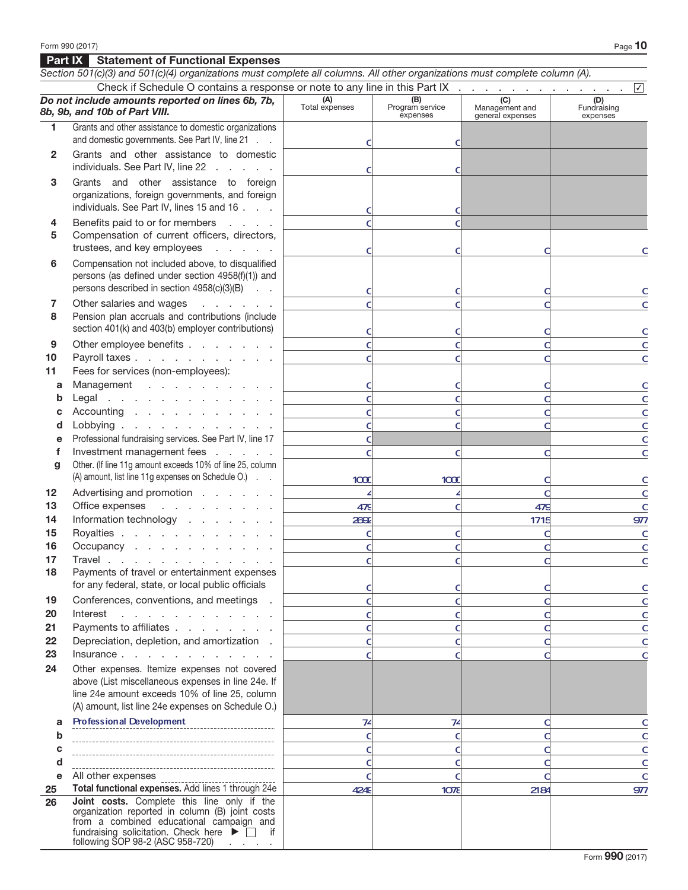## Part IX Statement of Functional Expenses

*Section 501(c)(3) and 501(c)(4) organizations must complete all columns. All other organizations must complete column (A).*

Check if Schedule O contains a response or note to any line in this Part IX . . . . . . . . . . . . . . ☑

| ***Do not include amounts reported on lines 6b, 7b, 8b, 9b, and 10b of Part VIII.*** | (A) Total expenses | (B) Program service expenses | (C) Management and general expenses | (D) Fundraising expenses |
|---|---|---|---|---|
| **1** Grants and other assistance to domestic organizations and domestic governments. See Part IV, line 21 | 0 | 0 | | |
| **2** Grants and other assistance to domestic individuals. See Part IV, line 22 | 0 | 0 | | |
| **3** Grants and other assistance to foreign organizations, foreign governments, and foreign individuals. See Part IV, lines 15 and 16 | 0 | 0 | | |
| **4** Benefits paid to or for members | 0 | 0 | | |
| **5** Compensation of current officers, directors, trustees, and key employees | 0 | 0 | 0 | 0 |
| **6** Compensation not included above, to disqualified persons (as defined under section 4958(f)(1)) and persons described in section 4958(c)(3)(B) | 0 | 0 | 0 | 0 |
| **7** Other salaries and wages | 0 | 0 | 0 | 0 |
| **8** Pension plan accruals and contributions (include section 401(k) and 403(b) employer contributions) | 0 | 0 | 0 | 0 |
| **9** Other employee benefits | 0 | 0 | 0 | 0 |
| **10** Payroll taxes | 0 | 0 | 0 | 0 |
| **11** Fees for services (non-employees): | | | | |
| **a** Management | 0 | 0 | 0 | 0 |
| **b** Legal | 0 | 0 | 0 | 0 |
| **c** Accounting | 0 | 0 | 0 | 0 |
| **d** Lobbying | 0 | 0 | 0 | 0 |
| **e** Professional fundraising services. See Part IV, line 17 | 0 | | | 0 |
| **f** Investment management fees | 0 | 0 | 0 | 0 |
| **g** Other. (If line 11g amount exceeds 10% of line 25, column (A) amount, list line 11g expenses on Schedule O.) | 1000 | 1000 | 0 | 0 |
| **12** Advertising and promotion | 4 | 4 | 0 | 0 |
| **13** Office expenses | 479 | 0 | 479 | 0 |
| **14** Information technology | 2692 | | 1715 | 977 |
| **15** Royalties | 0 | 0 | 0 | 0 |
| **16** Occupancy | 0 | 0 | 0 | 0 |
| **17** Travel | 0 | 0 | 0 | 0 |
| **18** Payments of travel or entertainment expenses for any federal, state, or local public officials | 0 | 0 | 0 | 0 |
| **19** Conferences, conventions, and meetings | 0 | 0 | 0 | 0 |
| **20** Interest | 0 | 0 | 0 | 0 |
| **21** Payments to affiliates | 0 | 0 | 0 | 0 |
| **22** Depreciation, depletion, and amortization | 0 | 0 | 0 | 0 |
| **23** Insurance | 0 | 0 | 0 | 0 |
| **24** Other expenses. Itemize expenses not covered above (List miscellaneous expenses in line 24e. If line 24e amount exceeds 10% of line 25, column (A) amount, list line 24e expenses on Schedule O.) | | | | |
| **a** Professional Development | 74 | 74 | 0 | 0 |
| **b** | 0 | 0 | 0 | 0 |
| **c** | 0 | 0 | 0 | 0 |
| **d** | 0 | 0 | 0 | 0 |
| **e** All other expenses | 0 | 0 | 0 | 0 |
| **25** **Total functional expenses.** Add lines 1 through 24e | 4249 | 1078 | 2194 | 977 |
| **26** **Joint costs.** Complete this line only if the organization reported in column (B) joint costs from a combined educational campaign and fundraising solicitation. Check here ▶ ☐ if following SOP 98-2 (ASC 958-720) | | | | |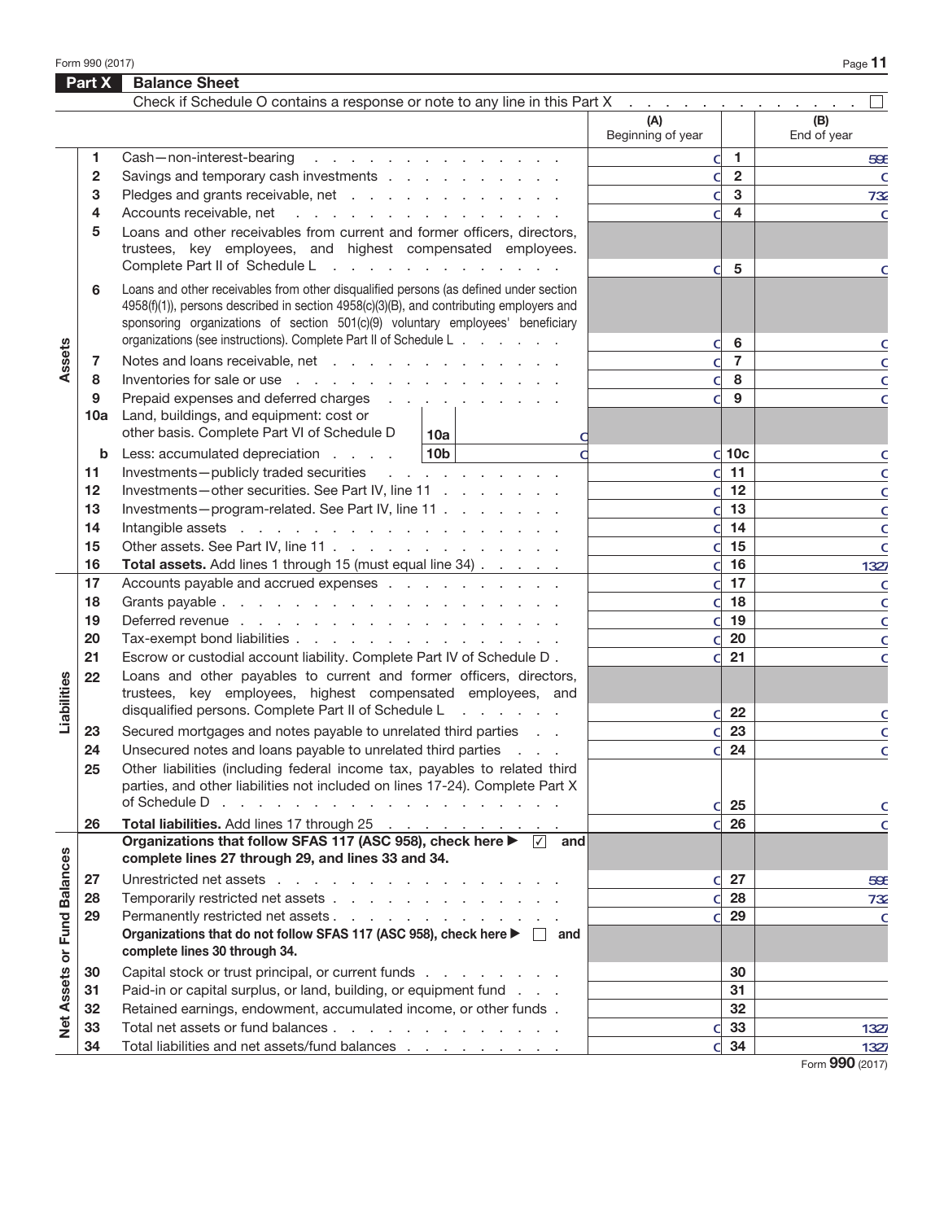## Part X Balance Sheet

Check if Schedule O contains a response or note to any line in this Part X . . . . . . . . . . . . ☐

| Section | Line | Description | | (A) Beginning of year | Line | (B) End of year |
|---|---|---|---|---|---|---|
| Assets | 1 | Cash—non-interest-bearing | | 0 | 1 | 595 |
| | 2 | Savings and temporary cash investments | | 0 | 2 | 0 |
| | 3 | Pledges and grants receivable, net | | 0 | 3 | 732 |
| | 4 | Accounts receivable, net | | 0 | 4 | 0 |
| | 5 | Loans and other receivables from current and former officers, directors, trustees, key employees, and highest compensated employees. Complete Part II of Schedule L | | 0 | 5 | 0 |
| | 6 | Loans and other receivables from other disqualified persons (as defined under section 4958(f)(1)), persons described in section 4958(c)(3)(B), and contributing employers and sponsoring organizations of section 501(c)(9) voluntary employees' beneficiary organizations (see instructions). Complete Part II of Schedule L | | 0 | 6 | 0 |
| | 7 | Notes and loans receivable, net | | 0 | 7 | 0 |
| | 8 | Inventories for sale or use | | 0 | 8 | 0 |
| | 9 | Prepaid expenses and deferred charges | | 0 | 9 | 0 |
| | 10a | Land, buildings, and equipment: cost or other basis. Complete Part VI of Schedule D | 10a 0 | | | |
| | b | Less: accumulated depreciation | 10b 0 | 0 | 10c | 0 |
| | 11 | Investments—publicly traded securities | | 0 | 11 | 0 |
| | 12 | Investments—other securities. See Part IV, line 11 | | 0 | 12 | 0 |
| | 13 | Investments—program-related. See Part IV, line 11 | | 0 | 13 | 0 |
| | 14 | Intangible assets | | 0 | 14 | 0 |
| | 15 | Other assets. See Part IV, line 11 | | 0 | 15 | 0 |
| | 16 | **Total assets.** Add lines 1 through 15 (must equal line 34) | | 0 | 16 | 1327 |
| Liabilities | 17 | Accounts payable and accrued expenses | | 0 | 17 | 0 |
| | 18 | Grants payable | | 0 | 18 | 0 |
| | 19 | Deferred revenue | | 0 | 19 | 0 |
| | 20 | Tax-exempt bond liabilities | | 0 | 20 | 0 |
| | 21 | Escrow or custodial account liability. Complete Part IV of Schedule D | | 0 | 21 | 0 |
| | 22 | Loans and other payables to current and former officers, directors, trustees, key employees, highest compensated employees, and disqualified persons. Complete Part II of Schedule L | | 0 | 22 | 0 |
| | 23 | Secured mortgages and notes payable to unrelated third parties | | 0 | 23 | 0 |
| | 24 | Unsecured notes and loans payable to unrelated third parties | | 0 | 24 | 0 |
| | 25 | Other liabilities (including federal income tax, payables to related third parties, and other liabilities not included on lines 17-24). Complete Part X of Schedule D | | 0 | 25 | 0 |
| | 26 | **Total liabilities.** Add lines 17 through 25 | | 0 | 26 | 0 |
| Net Assets or Fund Balances | | **Organizations that follow SFAS 117 (ASC 958), check here ▶ ☑ and complete lines 27 through 29, and lines 33 and 34.** | | | | |
| | 27 | Unrestricted net assets | | 0 | 27 | 595 |
| | 28 | Temporarily restricted net assets | | 0 | 28 | 732 |
| | 29 | Permanently restricted net assets | | 0 | 29 | 0 |
| | | **Organizations that do not follow SFAS 117 (ASC 958), check here ▶ ☐ and complete lines 30 through 34.** | | | | |
| | 30 | Capital stock or trust principal, or current funds | | | 30 | |
| | 31 | Paid-in or capital surplus, or land, building, or equipment fund | | | 31 | |
| | 32 | Retained earnings, endowment, accumulated income, or other funds | | | 32 | |
| | 33 | Total net assets or fund balances | | 0 | 33 | 1327 |
| | 34 | Total liabilities and net assets/fund balances | | 0 | 34 | 1327 |

Form **990** (2017)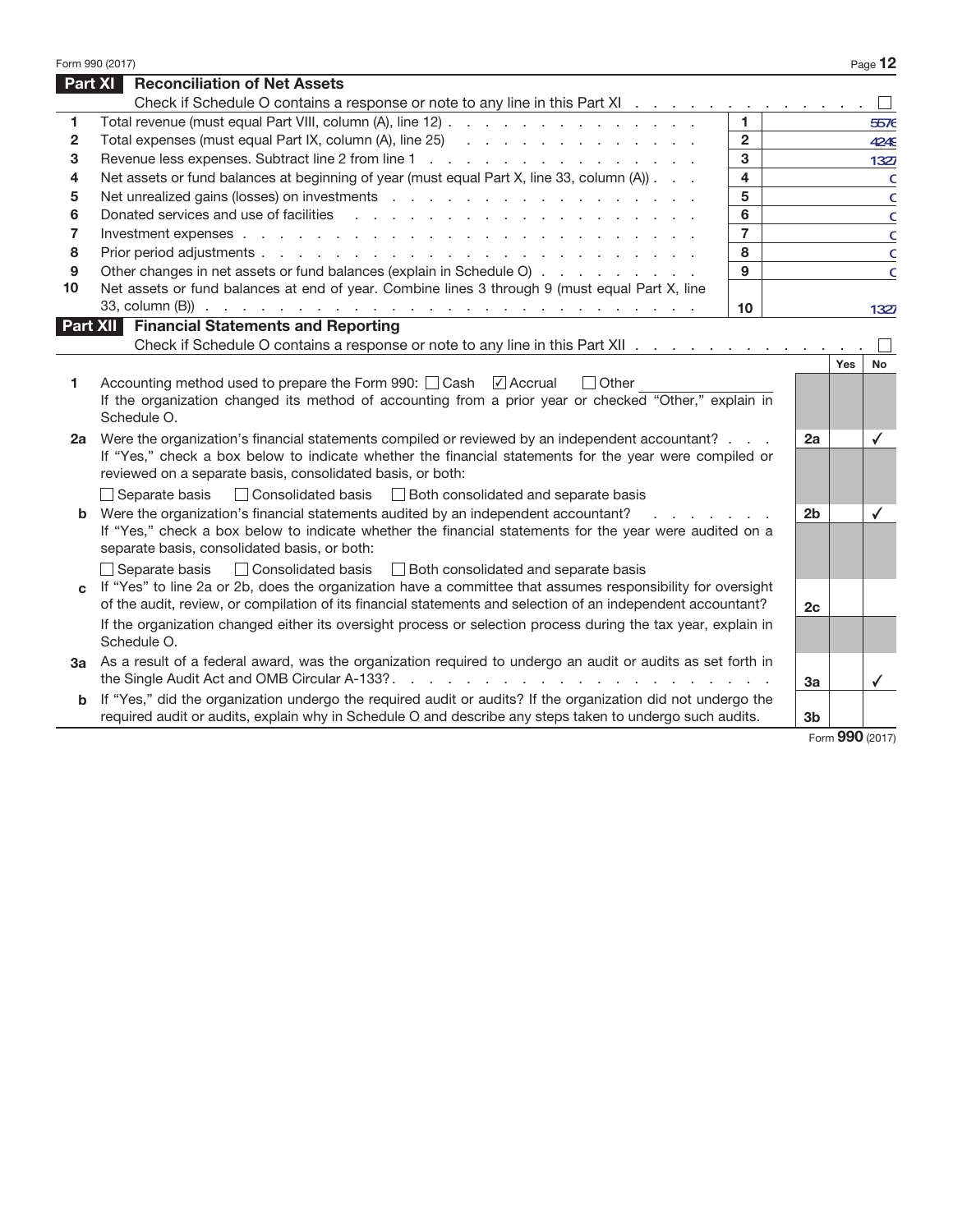Form 990 (2017)

## Part XI Reconciliation of Net Assets

Check if Schedule O contains a response or note to any line in this Part XI . . . . . . . . . . . . . ☐

| | | | |
|---|---|---|---|
| 1 | Total revenue (must equal Part VIII, column (A), line 12) | 1 | 5576 |
| 2 | Total expenses (must equal Part IX, column (A), line 25) | 2 | 4249 |
| 3 | Revenue less expenses. Subtract line 2 from line 1 | 3 | 1327 |
| 4 | Net assets or fund balances at beginning of year (must equal Part X, line 33, column (A)) | 4 | 0 |
| 5 | Net unrealized gains (losses) on investments | 5 | 0 |
| 6 | Donated services and use of facilities | 6 | 0 |
| 7 | Investment expenses | 7 | 0 |
| 8 | Prior period adjustments | 8 | 0 |
| 9 | Other changes in net assets or fund balances (explain in Schedule O) | 9 | 0 |
| 10 | Net assets or fund balances at end of year. Combine lines 3 through 9 (must equal Part X, line 33, column (B)) | 10 | 1327 |

## Part XII Financial Statements and Reporting

Check if Schedule O contains a response or note to any line in this Part XII . . . . . . . . . . . . . ☐

| | | | Yes | No |
|---|---|---|---|---|
| 1 | Accounting method used to prepare the Form 990: ☐ Cash ☑ Accrual ☐ Other<br>If the organization changed its method of accounting from a prior year or checked "Other," explain in Schedule O. | | | |
| 2a | Were the organization's financial statements compiled or reviewed by an independent accountant?<br>If "Yes," check a box below to indicate whether the financial statements for the year were compiled or reviewed on a separate basis, consolidated basis, or both:<br>☐ Separate basis ☐ Consolidated basis ☐ Both consolidated and separate basis | 2a | | ✓ |
| b | Were the organization's financial statements audited by an independent accountant?<br>If "Yes," check a box below to indicate whether the financial statements for the year were audited on a separate basis, consolidated basis, or both:<br>☐ Separate basis ☐ Consolidated basis ☐ Both consolidated and separate basis | 2b | | ✓ |
| c | If "Yes" to line 2a or 2b, does the organization have a committee that assumes responsibility for oversight of the audit, review, or compilation of its financial statements and selection of an independent accountant?<br>If the organization changed either its oversight process or selection process during the tax year, explain in Schedule O. | 2c | | |
| 3a | As a result of a federal award, was the organization required to undergo an audit or audits as set forth in the Single Audit Act and OMB Circular A-133? | 3a | | ✓ |
| b | If "Yes," did the organization undergo the required audit or audits? If the organization did not undergo the required audit or audits, explain why in Schedule O and describe any steps taken to undergo such audits. | 3b | | |

Form 990 (2017)